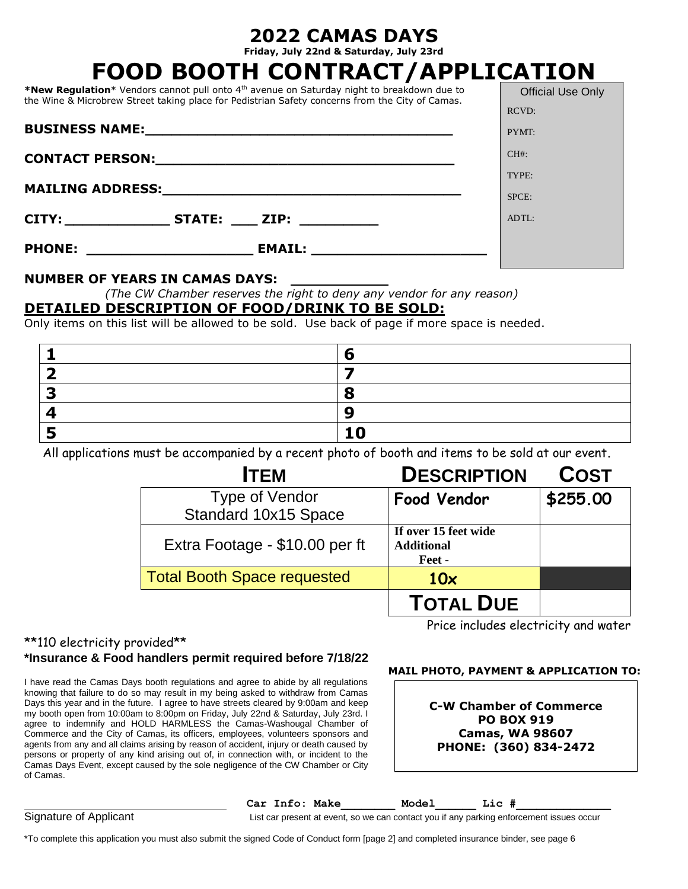# 2022 CAMAS DAYS

**Friday, July 22nd & Saturday, July 23rd**

# FOOD BOOTH CONTRACT/APPLICATION

***New Regulation*** Vendors cannot pull onto 4th avenue on Saturday night to breakdown due to the Wine & Microbrew Street taking place for Pedistrian Safety concerns from the City of Camas.

| Official Use Only |
|---|
| RCVD: |
| PYMT: |
| CH#: |
| TYPE: |
| SPCE: |
| ADTL: |

**BUSINESS NAME:**_______________________________________

**CONTACT PERSON:**_______________________________________

**MAILING ADDRESS:**_______________________________________

**CITY:**_____________ **STATE:** ___ **ZIP:** _________

**PHONE:** ____________________ **EMAIL:** ____________________

**NUMBER OF YEARS IN CAMAS DAYS:** ___________

*(The CW Chamber reserves the right to deny any vendor for any reason)*

**DETAILED DESCRIPTION OF FOOD/DRINK TO BE SOLD:**

Only items on this list will be allowed to be sold. Use back of page if more space is needed.

| | |
|---|---|
| **1** | **6** |
| **2** | **7** |
| **3** | **8** |
| **4** | **9** |
| **5** | **10** |

All applications must be accompanied by a recent photo of booth and items to be sold at our event.

| ITEM | DESCRIPTION | COST |
|---|---|---|
| Type of Vendor Standard 10x15 Space | **Food Vendor** | **$255.00** |
| Extra Footage - $10.00 per ft | **If over 15 feet wide Additional Feet -** | |
| Total Booth Space requested | **10x** | |
| | **TOTAL DUE** | |

Price includes electricity and water

**110 electricity provided**

***Insurance & Food handlers permit required before 7/18/22**

I have read the Camas Days booth regulations and agree to abide by all regulations knowing that failure to do so may result in my being asked to withdraw from Camas Days this year and in the future. I agree to have streets cleared by 9:00am and keep my booth open from 10:00am to 8:00pm on Friday, July 22nd & Saturday, July 23rd. I agree to indemnify and HOLD HARMLESS the Camas-Washougal Chamber of Commerce and the City of Camas, its officers, employees, volunteers sponsors and agents from any and all claims arising by reason of accident, injury or death caused by persons or property of any kind arising out of, in connection with, or incident to the Camas Days Event, except caused by the sole negligence of the CW Chamber or City of Camas.

**MAIL PHOTO, PAYMENT & APPLICATION TO:**

**C-W Chamber of Commerce**
**PO BOX 919**
**Camas, WA 98607**
**PHONE: (360) 834-2472**

________________________________
Signature of Applicant

**Car Info: Make**_______ **Model**_____ **Lic #**____________

List car present at event, so we can contact you if any parking enforcement issues occur

*To complete this application you must also submit the signed Code of Conduct form [page 2] and completed insurance binder, see page 6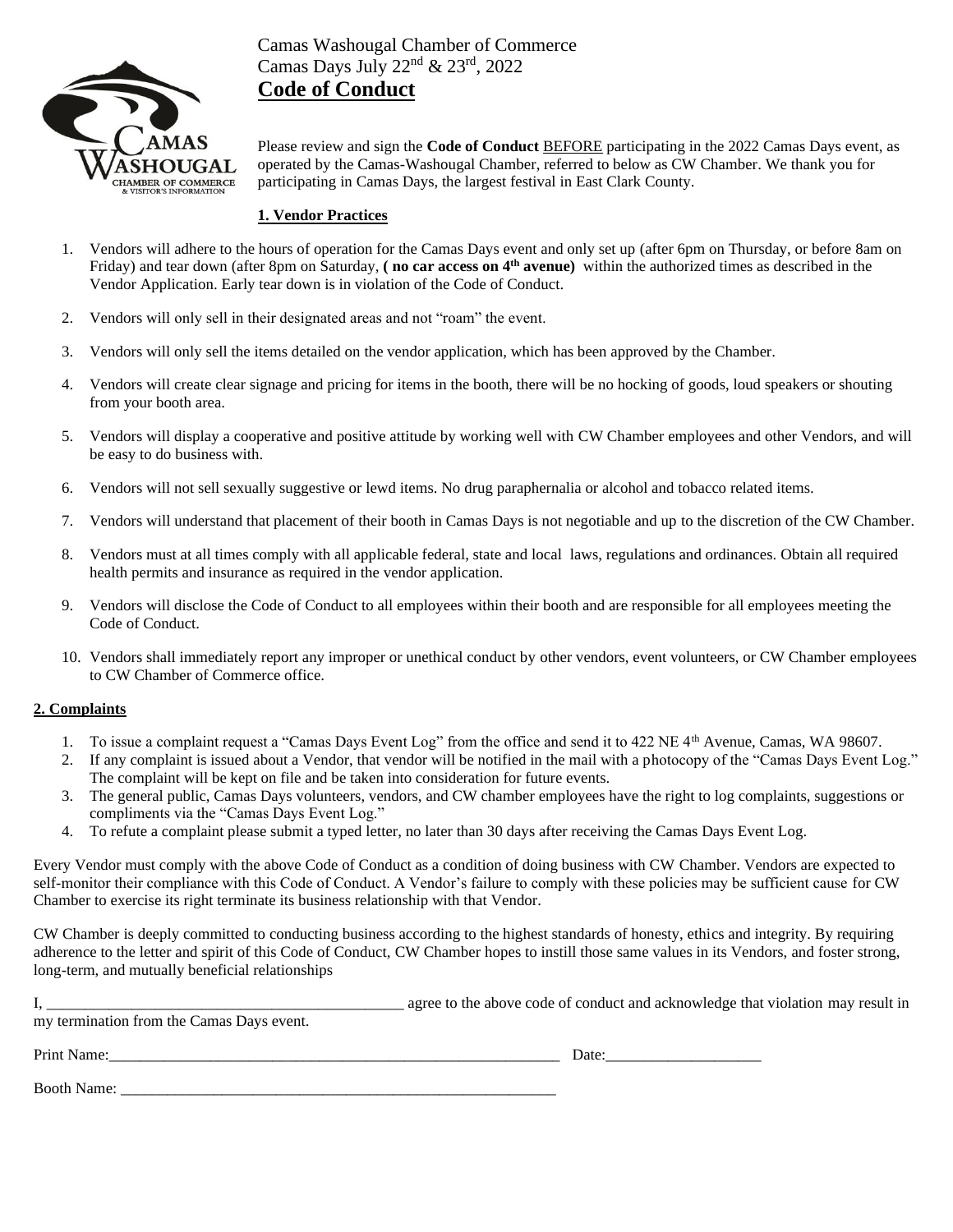Camas Washougal Chamber of Commerce
Camas Days July 22nd & 23rd, 2022

# Code of Conduct

Please review and sign the **Code of Conduct** BEFORE participating in the 2022 Camas Days event, as operated by the Camas-Washougal Chamber, referred to below as CW Chamber. We thank you for participating in Camas Days, the largest festival in East Clark County.

## 1. Vendor Practices

1. Vendors will adhere to the hours of operation for the Camas Days event and only set up (after 6pm on Thursday, or before 8am on Friday) and tear down (after 8pm on Saturday, **( no car access on 4th avenue)** within the authorized times as described in the Vendor Application. Early tear down is in violation of the Code of Conduct.
2. Vendors will only sell in their designated areas and not "roam" the event.
3. Vendors will only sell the items detailed on the vendor application, which has been approved by the Chamber.
4. Vendors will create clear signage and pricing for items in the booth, there will be no hocking of goods, loud speakers or shouting from your booth area.
5. Vendors will display a cooperative and positive attitude by working well with CW Chamber employees and other Vendors, and will be easy to do business with.
6. Vendors will not sell sexually suggestive or lewd items. No drug paraphernalia or alcohol and tobacco related items.
7. Vendors will understand that placement of their booth in Camas Days is not negotiable and up to the discretion of the CW Chamber.
8. Vendors must at all times comply with all applicable federal, state and local laws, regulations and ordinances. Obtain all required health permits and insurance as required in the vendor application.
9. Vendors will disclose the Code of Conduct to all employees within their booth and are responsible for all employees meeting the Code of Conduct.
10. Vendors shall immediately report any improper or unethical conduct by other vendors, event volunteers, or CW Chamber employees to CW Chamber of Commerce office.

## 2. Complaints

1. To issue a complaint request a "Camas Days Event Log" from the office and send it to 422 NE 4th Avenue, Camas, WA 98607.
2. If any complaint is issued about a Vendor, that vendor will be notified in the mail with a photocopy of the "Camas Days Event Log." The complaint will be kept on file and be taken into consideration for future events.
3. The general public, Camas Days volunteers, vendors, and CW chamber employees have the right to log complaints, suggestions or compliments via the "Camas Days Event Log."
4. To refute a complaint please submit a typed letter, no later than 30 days after receiving the Camas Days Event Log.

Every Vendor must comply with the above Code of Conduct as a condition of doing business with CW Chamber. Vendors are expected to self-monitor their compliance with this Code of Conduct. A Vendor's failure to comply with these policies may be sufficient cause for CW Chamber to exercise its right terminate its business relationship with that Vendor.

CW Chamber is deeply committed to conducting business according to the highest standards of honesty, ethics and integrity. By requiring adherence to the letter and spirit of this Code of Conduct, CW Chamber hopes to instill those same values in its Vendors, and foster strong, long-term, and mutually beneficial relationships

I, _______________________________________________ agree to the above code of conduct and acknowledge that violation may result in my termination from the Camas Days event.

Print Name:_____________________________________________________________ Date:____________________

Booth Name: ___________________________________________________________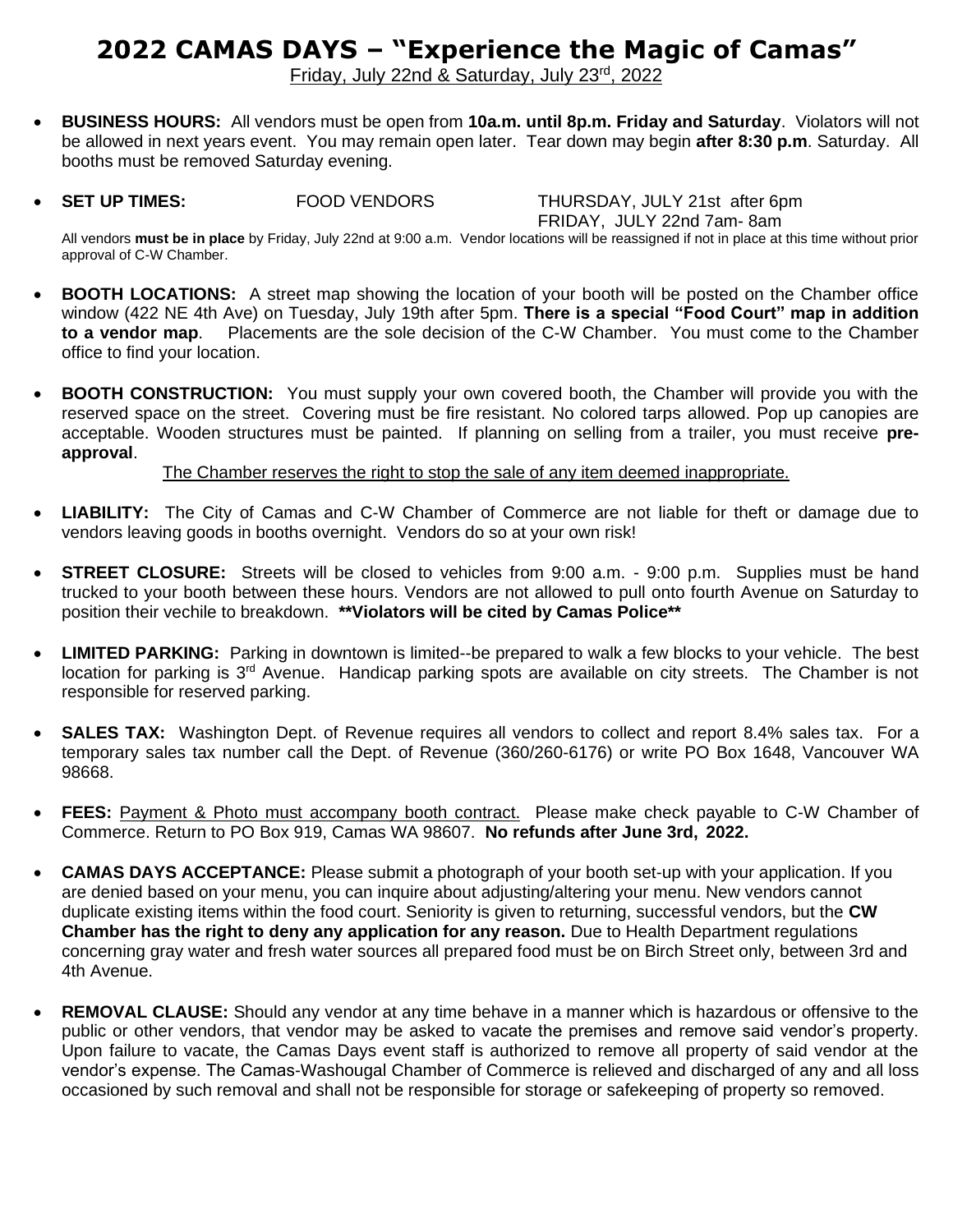# 2022 CAMAS DAYS – "Experience the Magic of Camas"

Friday, July 22nd & Saturday, July 23rd, 2022

- **BUSINESS HOURS:** All vendors must be open from **10a.m. until 8p.m. Friday and Saturday**. Violators will not be allowed in next years event. You may remain open later. Tear down may begin **after 8:30 p.m**. Saturday. All booths must be removed Saturday evening.

- **SET UP TIMES:** FOOD VENDORS THURSDAY, JULY 21st after 6pm
  FRIDAY, JULY 22nd 7am- 8am

  All vendors **must be in place** by Friday, July 22nd at 9:00 a.m. Vendor locations will be reassigned if not in place at this time without prior approval of C-W Chamber.

- **BOOTH LOCATIONS:** A street map showing the location of your booth will be posted on the Chamber office window (422 NE 4th Ave) on Tuesday, July 19th after 5pm. **There is a special "Food Court" map in addition to a vendor map**. Placements are the sole decision of the C-W Chamber. You must come to the Chamber office to find your location.

- **BOOTH CONSTRUCTION:** You must supply your own covered booth, the Chamber will provide you with the reserved space on the street. Covering must be fire resistant. No colored tarps allowed. Pop up canopies are acceptable. Wooden structures must be painted. If planning on selling from a trailer, you must receive **pre-approval**.

  The Chamber reserves the right to stop the sale of any item deemed inappropriate.

- **LIABILITY:** The City of Camas and C-W Chamber of Commerce are not liable for theft or damage due to vendors leaving goods in booths overnight. Vendors do so at your own risk!

- **STREET CLOSURE:** Streets will be closed to vehicles from 9:00 a.m. - 9:00 p.m. Supplies must be hand trucked to your booth between these hours. Vendors are not allowed to pull onto fourth Avenue on Saturday to position their vechile to breakdown. **\*\*Violators will be cited by Camas Police\*\***

- **LIMITED PARKING:** Parking in downtown is limited--be prepared to walk a few blocks to your vehicle. The best location for parking is 3rd Avenue. Handicap parking spots are available on city streets. The Chamber is not responsible for reserved parking.

- **SALES TAX:** Washington Dept. of Revenue requires all vendors to collect and report 8.4% sales tax. For a temporary sales tax number call the Dept. of Revenue (360/260-6176) or write PO Box 1648, Vancouver WA 98668.

- **FEES:** Payment & Photo must accompany booth contract. Please make check payable to C-W Chamber of Commerce. Return to PO Box 919, Camas WA 98607. **No refunds after June 3rd, 2022.**

- **CAMAS DAYS ACCEPTANCE:** Please submit a photograph of your booth set-up with your application. If you are denied based on your menu, you can inquire about adjusting/altering your menu. New vendors cannot duplicate existing items within the food court. Seniority is given to returning, successful vendors, but the **CW Chamber has the right to deny any application for any reason.** Due to Health Department regulations concerning gray water and fresh water sources all prepared food must be on Birch Street only, between 3rd and 4th Avenue.

- **REMOVAL CLAUSE:** Should any vendor at any time behave in a manner which is hazardous or offensive to the public or other vendors, that vendor may be asked to vacate the premises and remove said vendor's property. Upon failure to vacate, the Camas Days event staff is authorized to remove all property of said vendor at the vendor's expense. The Camas-Washougal Chamber of Commerce is relieved and discharged of any and all loss occasioned by such removal and shall not be responsible for storage or safekeeping of property so removed.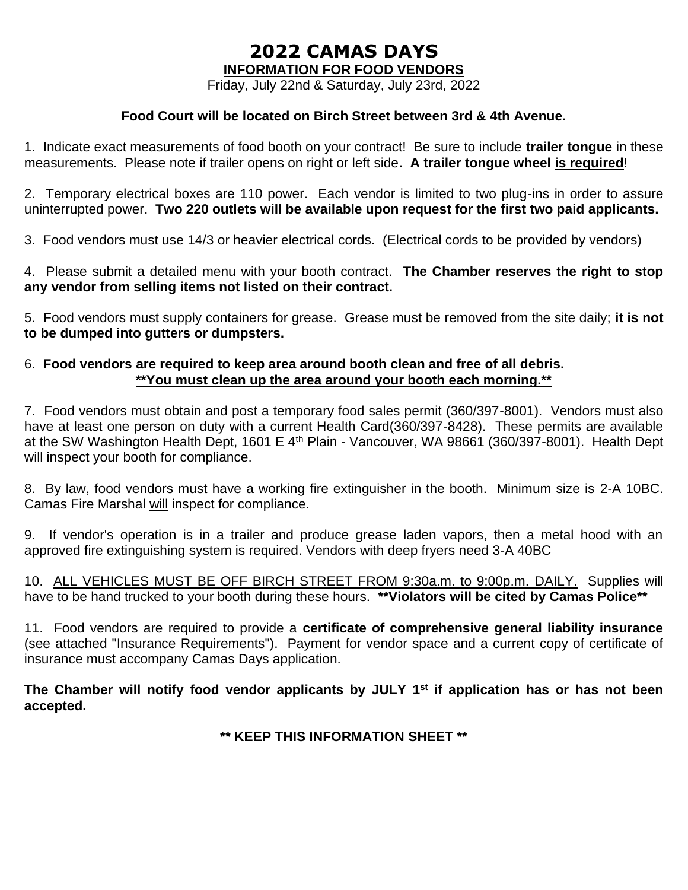# 2022 CAMAS DAYS

## INFORMATION FOR FOOD VENDORS

Friday, July 22nd & Saturday, July 23rd, 2022

**Food Court will be located on Birch Street between 3rd & 4th Avenue.**

1. Indicate exact measurements of food booth on your contract! Be sure to include **trailer tongue** in these measurements. Please note if trailer opens on right or left side**. A trailer tongue wheel <u>is required</u>**!

2. Temporary electrical boxes are 110 power. Each vendor is limited to two plug-ins in order to assure uninterrupted power. **Two 220 outlets will be available upon request for the first two paid applicants.**

3. Food vendors must use 14/3 or heavier electrical cords. (Electrical cords to be provided by vendors)

4. Please submit a detailed menu with your booth contract. **The Chamber reserves the right to stop any vendor from selling items not listed on their contract.**

5. Food vendors must supply containers for grease. Grease must be removed from the site daily; **it is not to be dumped into gutters or dumpsters.**

6. **Food vendors are required to keep area around booth clean and free of all debris.**
**<u>**You must clean up the area around your booth each morning.**</u>**

7. Food vendors must obtain and post a temporary food sales permit (360/397-8001). Vendors must also have at least one person on duty with a current Health Card(360/397-8428). These permits are available at the SW Washington Health Dept, 1601 E 4th Plain - Vancouver, WA 98661 (360/397-8001). Health Dept will inspect your booth for compliance.

8. By law, food vendors must have a working fire extinguisher in the booth. Minimum size is 2-A 10BC. Camas Fire Marshal <u>will</u> inspect for compliance.

9. If vendor's operation is in a trailer and produce grease laden vapors, then a metal hood with an approved fire extinguishing system is required. Vendors with deep fryers need 3-A 40BC

10. <u>ALL VEHICLES MUST BE OFF BIRCH STREET FROM 9:30a.m. to 9:00p.m. DAILY.</u> Supplies will have to be hand trucked to your booth during these hours. ****Violators will be cited by Camas Police****

11. Food vendors are required to provide a **certificate of comprehensive general liability insurance** (see attached "Insurance Requirements"). Payment for vendor space and a current copy of certificate of insurance must accompany Camas Days application.

**The Chamber will notify food vendor applicants by JULY 1st if application has or has not been accepted.**

**** KEEP THIS INFORMATION SHEET ****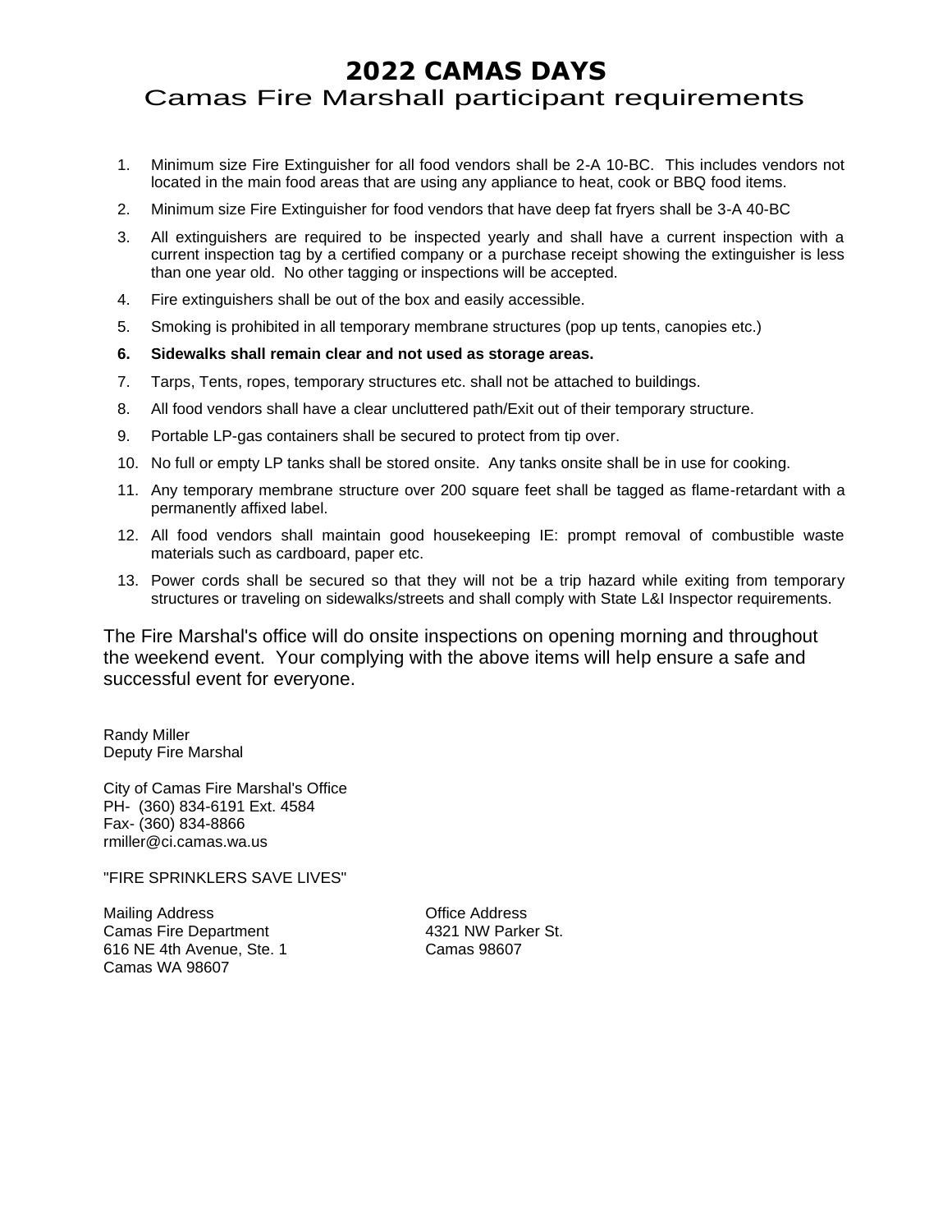# 2022 CAMAS DAYS

## Camas Fire Marshall participant requirements

1. Minimum size Fire Extinguisher for all food vendors shall be 2-A 10-BC. This includes vendors not located in the main food areas that are using any appliance to heat, cook or BBQ food items.
2. Minimum size Fire Extinguisher for food vendors that have deep fat fryers shall be 3-A 40-BC
3. All extinguishers are required to be inspected yearly and shall have a current inspection with a current inspection tag by a certified company or a purchase receipt showing the extinguisher is less than one year old. No other tagging or inspections will be accepted.
4. Fire extinguishers shall be out of the box and easily accessible.
5. Smoking is prohibited in all temporary membrane structures (pop up tents, canopies etc.)
6. **Sidewalks shall remain clear and not used as storage areas.**
7. Tarps, Tents, ropes, temporary structures etc. shall not be attached to buildings.
8. All food vendors shall have a clear uncluttered path/Exit out of their temporary structure.
9. Portable LP-gas containers shall be secured to protect from tip over.
10. No full or empty LP tanks shall be stored onsite. Any tanks onsite shall be in use for cooking.
11. Any temporary membrane structure over 200 square feet shall be tagged as flame-retardant with a permanently affixed label.
12. All food vendors shall maintain good housekeeping IE: prompt removal of combustible waste materials such as cardboard, paper etc.
13. Power cords shall be secured so that they will not be a trip hazard while exiting from temporary structures or traveling on sidewalks/streets and shall comply with State L&I Inspector requirements.

The Fire Marshal's office will do onsite inspections on opening morning and throughout the weekend event. Your complying with the above items will help ensure a safe and successful event for everyone.

Randy Miller
Deputy Fire Marshal

City of Camas Fire Marshal's Office
PH- (360) 834-6191 Ext. 4584
Fax- (360) 834-8866
rmiller@ci.camas.wa.us

"FIRE SPRINKLERS SAVE LIVES"

Mailing Address
Camas Fire Department
616 NE 4th Avenue, Ste. 1
Camas WA 98607

Office Address
4321 NW Parker St.
Camas 98607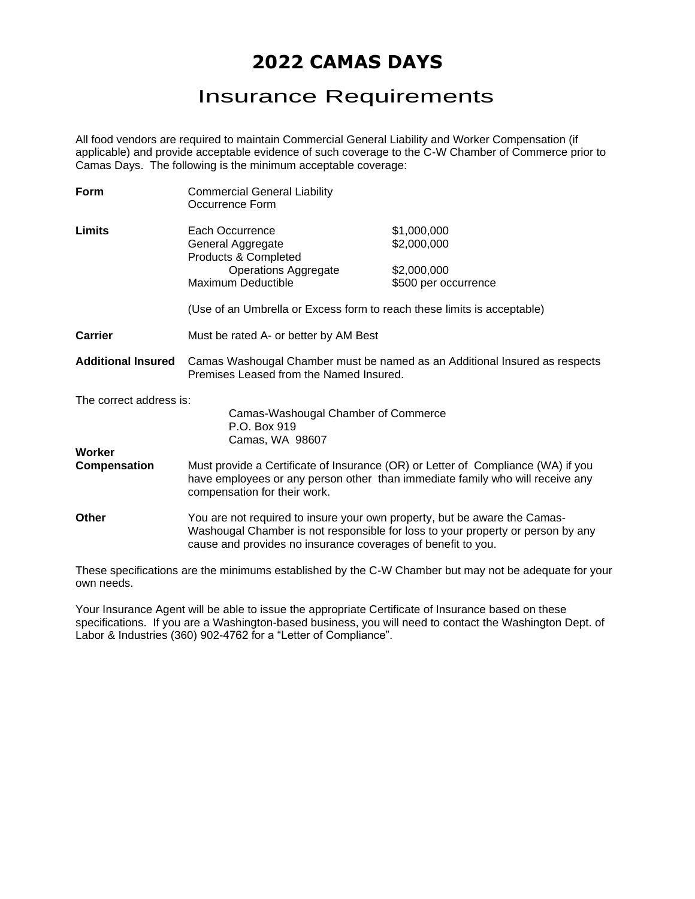# 2022 CAMAS DAYS

## Insurance Requirements

All food vendors are required to maintain Commercial General Liability and Worker Compensation (if applicable) and provide acceptable evidence of such coverage to the C-W Chamber of Commerce prior to Camas Days. The following is the minimum acceptable coverage:

| | | |
|---|---|---|
| **Form** | Commercial General Liability<br>Occurrence Form | |
| **Limits** | Each Occurrence | $1,000,000 |
| | General Aggregate | $2,000,000 |
| | Products & Completed Operations Aggregate | $2,000,000 |
| | Maximum Deductible | $500 per occurrence |
| | (Use of an Umbrella or Excess form to reach these limits is acceptable) | |
| **Carrier** | Must be rated A- or better by AM Best | |
| **Additional Insured** | Camas Washougal Chamber must be named as an Additional Insured as respects Premises Leased from the Named Insured. | |

The correct address is:

Camas-Washougal Chamber of Commerce
P.O. Box 919
Camas, WA 98607

**Worker Compensation** — Must provide a Certificate of Insurance (OR) or Letter of Compliance (WA) if you have employees or any person other than immediate family who will receive any compensation for their work.

**Other** — You are not required to insure your own property, but be aware the Camas-Washougal Chamber is not responsible for loss to your property or person by any cause and provides no insurance coverages of benefit to you.

These specifications are the minimums established by the C-W Chamber but may not be adequate for your own needs.

Your Insurance Agent will be able to issue the appropriate Certificate of Insurance based on these specifications. If you are a Washington-based business, you will need to contact the Washington Dept. of Labor & Industries (360) 902-4762 for a "Letter of Compliance".